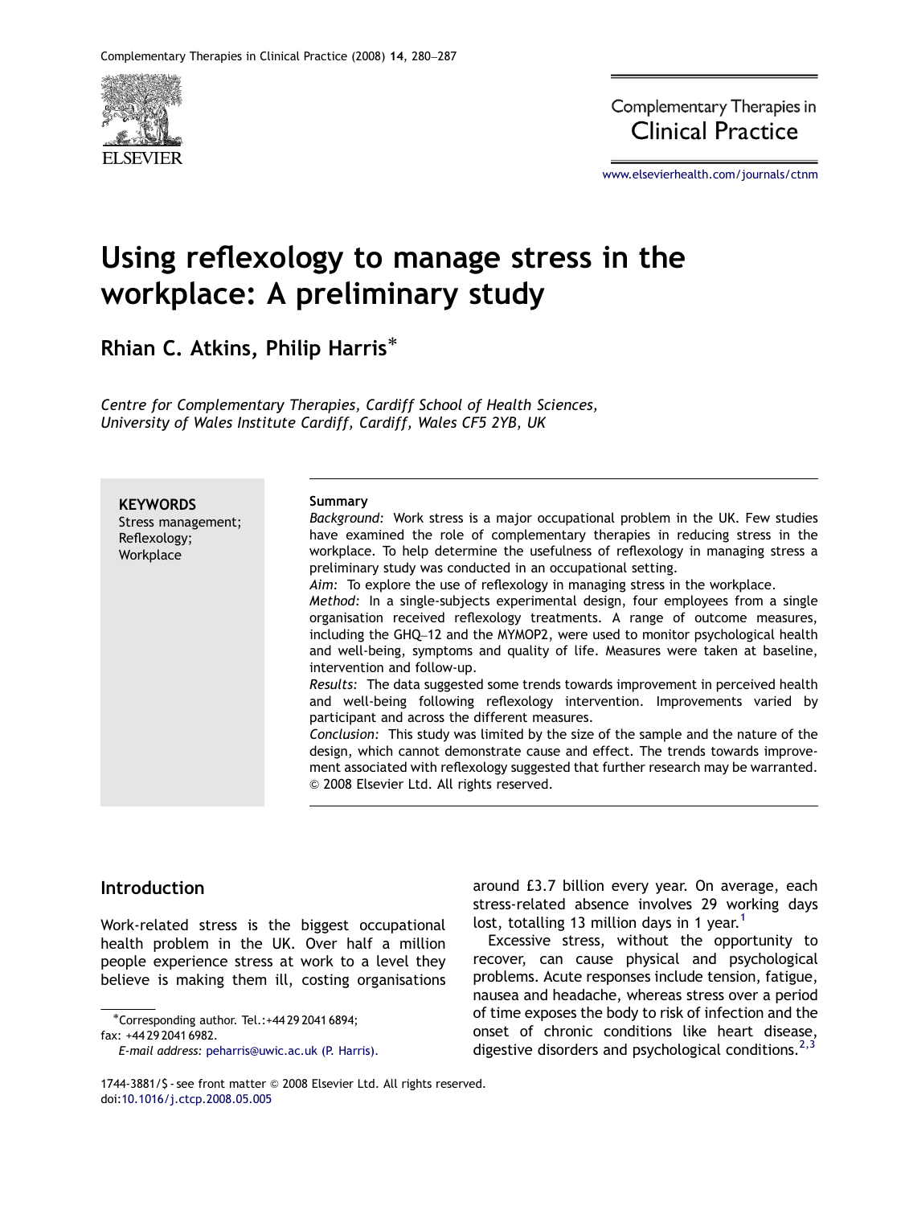# Using reflexology to manage stress in the workplace: A preliminary study

**Rhian C. Atkins, Philip Harris***

*Centre for Complementary Therapies, Cardiff School of Health Sciences, University of Wales Institute Cardiff, Cardiff, Wales CF5 2YB, UK*

**KEYWORDS**
Stress management;
Reflexology;
Workplace

**Summary**

*Background:* Work stress is a major occupational problem in the UK. Few studies have examined the role of complementary therapies in reducing stress in the workplace. To help determine the usefulness of reflexology in managing stress a preliminary study was conducted in an occupational setting.

*Aim:* To explore the use of reflexology in managing stress in the workplace.

*Method:* In a single-subjects experimental design, four employees from a single organisation received reflexology treatments. A range of outcome measures, including the GHQ–12 and the MYMOP2, were used to monitor psychological health and well-being, symptoms and quality of life. Measures were taken at baseline, intervention and follow-up.

*Results:* The data suggested some trends towards improvement in perceived health and well-being following reflexology intervention. Improvements varied by participant and across the different measures.

*Conclusion:* This study was limited by the size of the sample and the nature of the design, which cannot demonstrate cause and effect. The trends towards improvement associated with reflexology suggested that further research may be warranted.

© 2008 Elsevier Ltd. All rights reserved.

## Introduction

Work-related stress is the biggest occupational health problem in the UK. Over half a million people experience stress at work to a level they believe is making them ill, costing organisations around £3.7 billion every year. On average, each stress-related absence involves 29 working days lost, totalling 13 million days in 1 year.[1]

Excessive stress, without the opportunity to recover, can cause physical and psychological problems. Acute responses include tension, fatigue, nausea and headache, whereas stress over a period of time exposes the body to risk of infection and the onset of chronic conditions like heart disease, digestive disorders and psychological conditions.[2,3]

*Corresponding author. Tel.:+44 29 2041 6894; fax: +44 29 2041 6982.
*E-mail address:* peharris@uwic.ac.uk (P. Harris).

1744-3881/$ - see front matter © 2008 Elsevier Ltd. All rights reserved.
doi:10.1016/j.ctcp.2008.05.005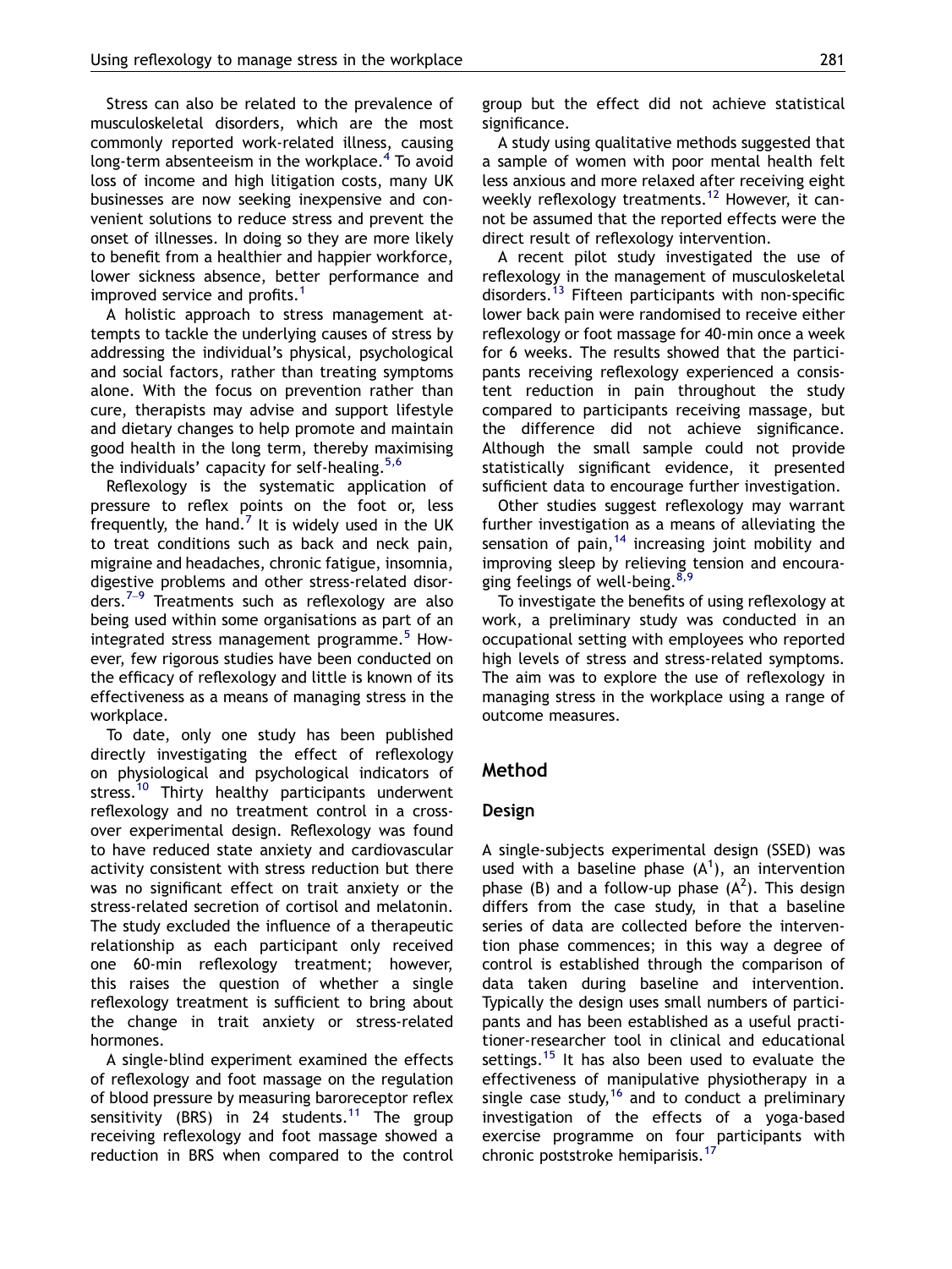Stress can also be related to the prevalence of musculoskeletal disorders, which are the most commonly reported work-related illness, causing long-term absenteeism in the workplace.[4] To avoid loss of income and high litigation costs, many UK businesses are now seeking inexpensive and convenient solutions to reduce stress and prevent the onset of illnesses. In doing so they are more likely to benefit from a healthier and happier workforce, lower sickness absence, better performance and improved service and profits.[1]

A holistic approach to stress management attempts to tackle the underlying causes of stress by addressing the individual's physical, psychological and social factors, rather than treating symptoms alone. With the focus on prevention rather than cure, therapists may advise and support lifestyle and dietary changes to help promote and maintain good health in the long term, thereby maximising the individuals' capacity for self-healing.[5,6]

Reflexology is the systematic application of pressure to reflex points on the foot or, less frequently, the hand.[7] It is widely used in the UK to treat conditions such as back and neck pain, migraine and headaches, chronic fatigue, insomnia, digestive problems and other stress-related disorders.[7–9] Treatments such as reflexology are also being used within some organisations as part of an integrated stress management programme.[5] However, few rigorous studies have been conducted on the efficacy of reflexology and little is known of its effectiveness as a means of managing stress in the workplace.

To date, only one study has been published directly investigating the effect of reflexology on physiological and psychological indicators of stress.[10] Thirty healthy participants underwent reflexology and no treatment control in a cross-over experimental design. Reflexology was found to have reduced state anxiety and cardiovascular activity consistent with stress reduction but there was no significant effect on trait anxiety or the stress-related secretion of cortisol and melatonin. The study excluded the influence of a therapeutic relationship as each participant only received one 60-min reflexology treatment; however, this raises the question of whether a single reflexology treatment is sufficient to bring about the change in trait anxiety or stress-related hormones.

A single-blind experiment examined the effects of reflexology and foot massage on the regulation of blood pressure by measuring baroreceptor reflex sensitivity (BRS) in 24 students.[11] The group receiving reflexology and foot massage showed a reduction in BRS when compared to the control group but the effect did not achieve statistical significance.

A study using qualitative methods suggested that a sample of women with poor mental health felt less anxious and more relaxed after receiving eight weekly reflexology treatments.[12] However, it cannot be assumed that the reported effects were the direct result of reflexology intervention.

A recent pilot study investigated the use of reflexology in the management of musculoskeletal disorders.[13] Fifteen participants with non-specific lower back pain were randomised to receive either reflexology or foot massage for 40-min once a week for 6 weeks. The results showed that the participants receiving reflexology experienced a consistent reduction in pain throughout the study compared to participants receiving massage, but the difference did not achieve significance. Although the small sample could not provide statistically significant evidence, it presented sufficient data to encourage further investigation.

Other studies suggest reflexology may warrant further investigation as a means of alleviating the sensation of pain,[14] increasing joint mobility and improving sleep by relieving tension and encouraging feelings of well-being.[8,9]

To investigate the benefits of using reflexology at work, a preliminary study was conducted in an occupational setting with employees who reported high levels of stress and stress-related symptoms. The aim was to explore the use of reflexology in managing stress in the workplace using a range of outcome measures.

## Method

### Design

A single-subjects experimental design (SSED) was used with a baseline phase ($A^1$), an intervention phase (B) and a follow-up phase ($A^2$). This design differs from the case study, in that a baseline series of data are collected before the intervention phase commences; in this way a degree of control is established through the comparison of data taken during baseline and intervention. Typically the design uses small numbers of participants and has been established as a useful practitioner-researcher tool in clinical and educational settings.[15] It has also been used to evaluate the effectiveness of manipulative physiotherapy in a single case study,[16] and to conduct a preliminary investigation of the effects of a yoga-based exercise programme on four participants with chronic poststroke hemiparisis.[17]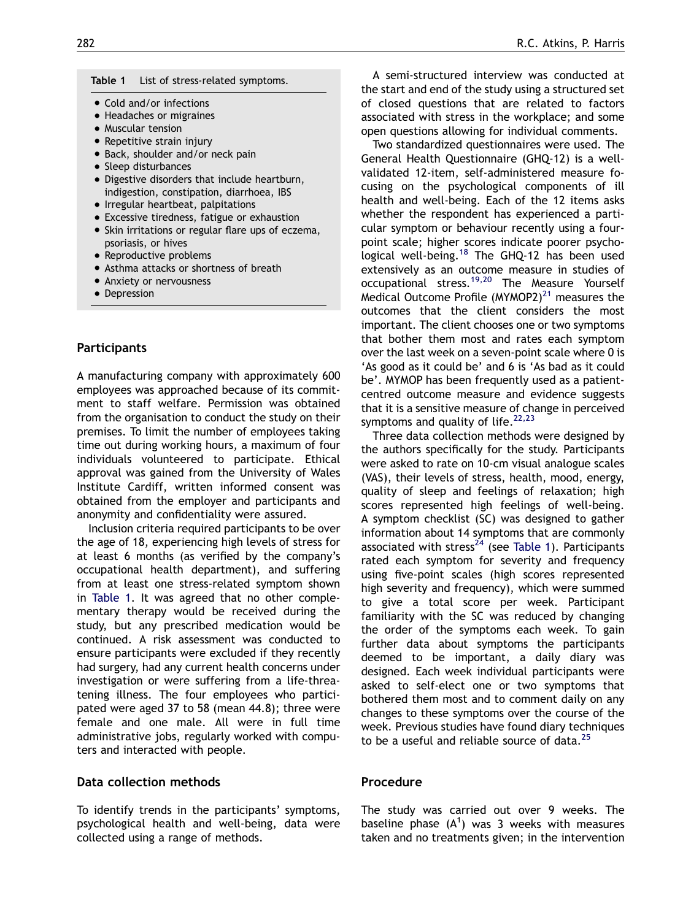**Table 1** List of stress-related symptoms.

- Cold and/or infections
- Headaches or migraines
- Muscular tension
- Repetitive strain injury
- Back, shoulder and/or neck pain
- Sleep disturbances
- Digestive disorders that include heartburn, indigestion, constipation, diarrhoea, IBS
- Irregular heartbeat, palpitations
- Excessive tiredness, fatigue or exhaustion
- Skin irritations or regular flare ups of eczema, psoriasis, or hives
- Reproductive problems
- Asthma attacks or shortness of breath
- Anxiety or nervousness
- Depression

## Participants

A manufacturing company with approximately 600 employees was approached because of its commitment to staff welfare. Permission was obtained from the organisation to conduct the study on their premises. To limit the number of employees taking time out during working hours, a maximum of four individuals volunteered to participate. Ethical approval was gained from the University of Wales Institute Cardiff, written informed consent was obtained from the employer and participants and anonymity and confidentiality were assured.

Inclusion criteria required participants to be over the age of 18, experiencing high levels of stress for at least 6 months (as verified by the company's occupational health department), and suffering from at least one stress-related symptom shown in Table 1. It was agreed that no other complementary therapy would be received during the study, but any prescribed medication would be continued. A risk assessment was conducted to ensure participants were excluded if they recently had surgery, had any current health concerns under investigation or were suffering from a life-threatening illness. The four employees who participated were aged 37 to 58 (mean 44.8); three were female and one male. All were in full time administrative jobs, regularly worked with computers and interacted with people.

## Data collection methods

To identify trends in the participants' symptoms, psychological health and well-being, data were collected using a range of methods.

A semi-structured interview was conducted at the start and end of the study using a structured set of closed questions that are related to factors associated with stress in the workplace; and some open questions allowing for individual comments.

Two standardized questionnaires were used. The General Health Questionnaire (GHQ-12) is a well-validated 12-item, self-administered measure focusing on the psychological components of ill health and well-being. Each of the 12 items asks whether the respondent has experienced a particular symptom or behaviour recently using a four-point scale; higher scores indicate poorer psychological well-being.[18] The GHQ-12 has been used extensively as an outcome measure in studies of occupational stress.[19,20] The Measure Yourself Medical Outcome Profile (MYMOP2)[21] measures the outcomes that the client considers the most important. The client chooses one or two symptoms that bother them most and rates each symptom over the last week on a seven-point scale where 0 is 'As good as it could be' and 6 is 'As bad as it could be'. MYMOP has been frequently used as a patient-centred outcome measure and evidence suggests that it is a sensitive measure of change in perceived symptoms and quality of life.[22,23]

Three data collection methods were designed by the authors specifically for the study. Participants were asked to rate on 10-cm visual analogue scales (VAS), their levels of stress, health, mood, energy, quality of sleep and feelings of relaxation; high scores represented high feelings of well-being. A symptom checklist (SC) was designed to gather information about 14 symptoms that are commonly associated with stress[24] (see Table 1). Participants rated each symptom for severity and frequency using five-point scales (high scores represented high severity and frequency), which were summed to give a total score per week. Participant familiarity with the SC was reduced by changing the order of the symptoms each week. To gain further data about symptoms the participants deemed to be important, a daily diary was designed. Each week individual participants were asked to self-elect one or two symptoms that bothered them most and to comment daily on any changes to these symptoms over the course of the week. Previous studies have found diary techniques to be a useful and reliable source of data.[25]

## Procedure

The study was carried out over 9 weeks. The baseline phase ($A^1$) was 3 weeks with measures taken and no treatments given; in the intervention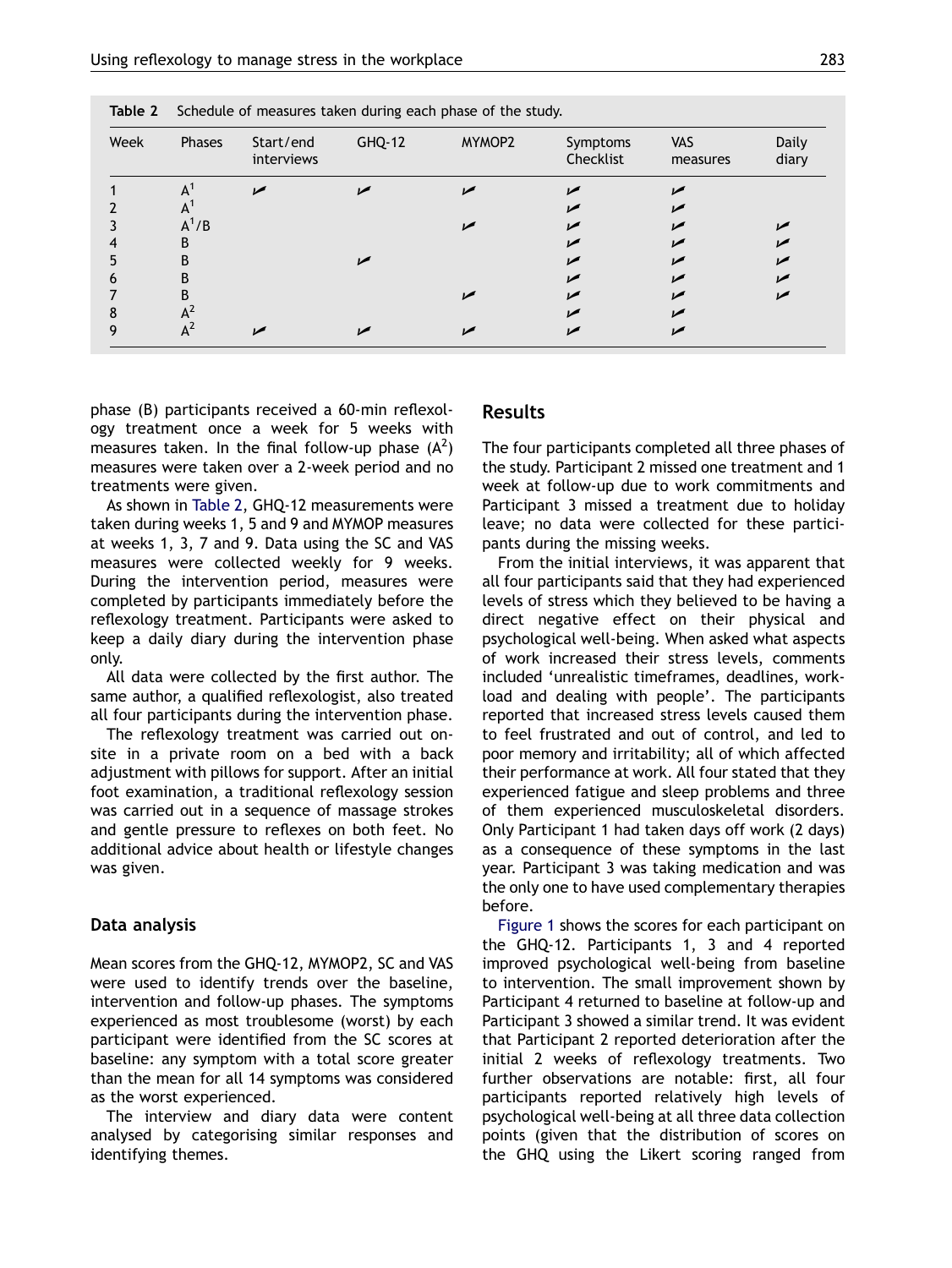Table 2 Schedule of measures taken during each phase of the study.

| Week | Phases | Start/end interviews | GHQ-12 | MYMOP2 | Symptoms Checklist | VAS measures | Daily diary |
|---|---|---|---|---|---|---|---|
| 1 | $A^1$ | ✓ | ✓ | ✓ | ✓ | ✓ | |
| 2 | $A^1$ | | | | ✓ | ✓ | |
| 3 | $A^1$/B | | | ✓ | ✓ | ✓ | ✓ |
| 4 | B | | | | ✓ | ✓ | ✓ |
| 5 | B | | ✓ | | ✓ | ✓ | ✓ |
| 6 | B | | | | ✓ | ✓ | ✓ |
| 7 | B | | | ✓ | ✓ | ✓ | ✓ |
| 8 | $A^2$ | | | | ✓ | ✓ | |
| 9 | $A^2$ | ✓ | ✓ | ✓ | ✓ | ✓ | |

phase (B) participants received a 60-min reflexology treatment once a week for 5 weeks with measures taken. In the final follow-up phase ($A^2$) measures were taken over a 2-week period and no treatments were given.

As shown in Table 2, GHQ-12 measurements were taken during weeks 1, 5 and 9 and MYMOP measures at weeks 1, 3, 7 and 9. Data using the SC and VAS measures were collected weekly for 9 weeks. During the intervention period, measures were completed by participants immediately before the reflexology treatment. Participants were asked to keep a daily diary during the intervention phase only.

All data were collected by the first author. The same author, a qualified reflexologist, also treated all four participants during the intervention phase.

The reflexology treatment was carried out on-site in a private room on a bed with a back adjustment with pillows for support. After an initial foot examination, a traditional reflexology session was carried out in a sequence of massage strokes and gentle pressure to reflexes on both feet. No additional advice about health or lifestyle changes was given.

### Data analysis

Mean scores from the GHQ-12, MYMOP2, SC and VAS were used to identify trends over the baseline, intervention and follow-up phases. The symptoms experienced as most troublesome (worst) by each participant were identified from the SC scores at baseline: any symptom with a total score greater than the mean for all 14 symptoms was considered as the worst experienced.

The interview and diary data were content analysed by categorising similar responses and identifying themes.

## Results

The four participants completed all three phases of the study. Participant 2 missed one treatment and 1 week at follow-up due to work commitments and Participant 3 missed a treatment due to holiday leave; no data were collected for these participants during the missing weeks.

From the initial interviews, it was apparent that all four participants said that they had experienced levels of stress which they believed to be having a direct negative effect on their physical and psychological well-being. When asked what aspects of work increased their stress levels, comments included 'unrealistic timeframes, deadlines, workload and dealing with people'. The participants reported that increased stress levels caused them to feel frustrated and out of control, and led to poor memory and irritability; all of which affected their performance at work. All four stated that they experienced fatigue and sleep problems and three of them experienced musculoskeletal disorders. Only Participant 1 had taken days off work (2 days) as a consequence of these symptoms in the last year. Participant 3 was taking medication and was the only one to have used complementary therapies before.

Figure 1 shows the scores for each participant on the GHQ-12. Participants 1, 3 and 4 reported improved psychological well-being from baseline to intervention. The small improvement shown by Participant 4 returned to baseline at follow-up and Participant 3 showed a similar trend. It was evident that Participant 2 reported deterioration after the initial 2 weeks of reflexology treatments. Two further observations are notable: first, all four participants reported relatively high levels of psychological well-being at all three data collection points (given that the distribution of scores on the GHQ using the Likert scoring ranged from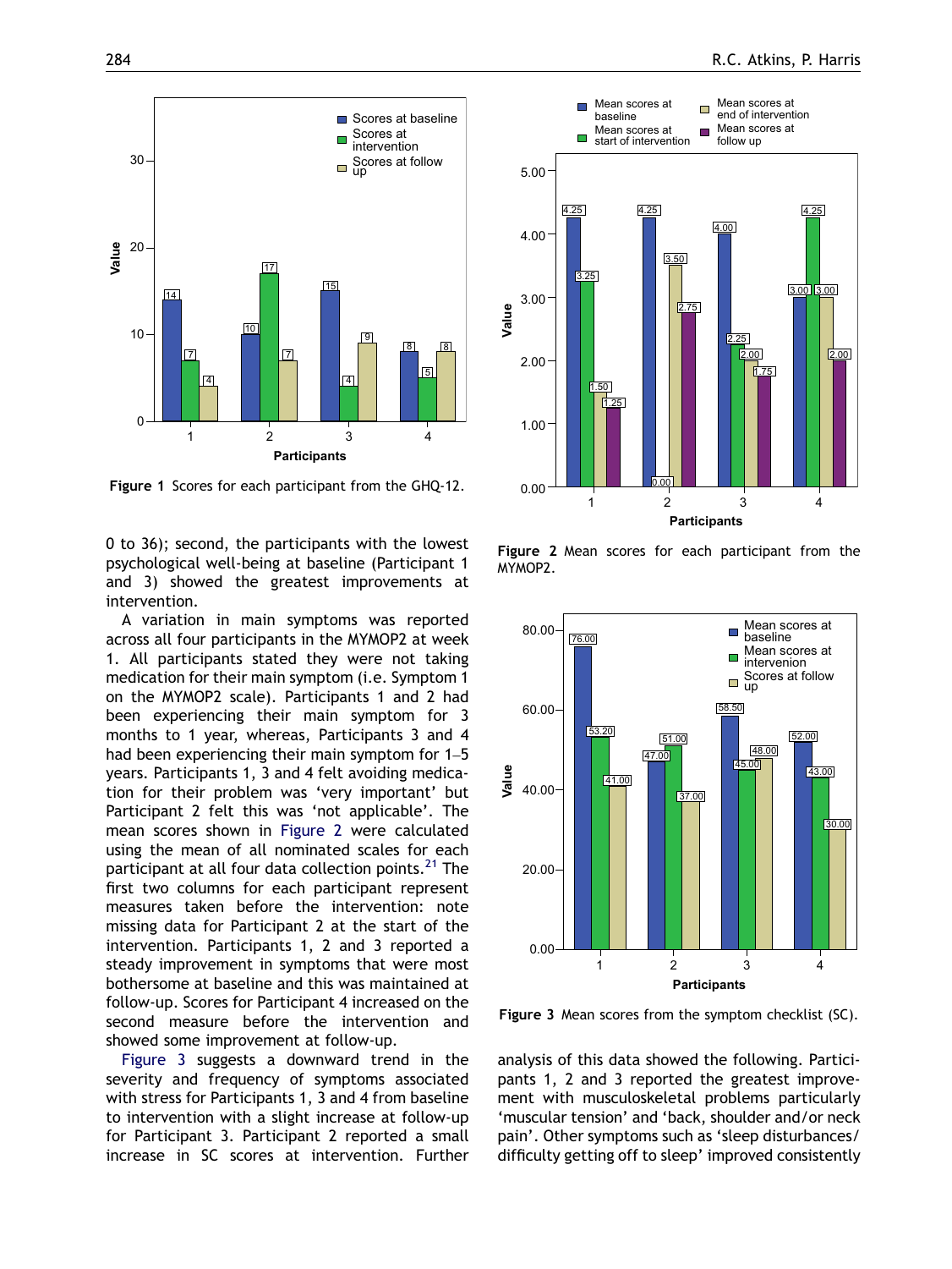Figure 1 Scores for each participant from the GHQ-12.

Figure 2 Mean scores for each participant from the MYMOP2.

0 to 36); second, the participants with the lowest psychological well-being at baseline (Participant 1 and 3) showed the greatest improvements at intervention.

A variation in main symptoms was reported across all four participants in the MYMOP2 at week 1. All participants stated they were not taking medication for their main symptom (i.e. Symptom 1 on the MYMOP2 scale). Participants 1 and 2 had been experiencing their main symptom for 3 months to 1 year, whereas, Participants 3 and 4 had been experiencing their main symptom for 1–5 years. Participants 1, 3 and 4 felt avoiding medication for their problem was 'very important' but Participant 2 felt this was 'not applicable'. The mean scores shown in Figure 2 were calculated using the mean of all nominated scales for each participant at all four data collection points.[21] The first two columns for each participant represent measures taken before the intervention: note missing data for Participant 2 at the start of the intervention. Participants 1, 2 and 3 reported a steady improvement in symptoms that were most bothersome at baseline and this was maintained at follow-up. Scores for Participant 4 increased on the second measure before the intervention and showed some improvement at follow-up.

Figure 3 suggests a downward trend in the severity and frequency of symptoms associated with stress for Participants 1, 3 and 4 from baseline to intervention with a slight increase at follow-up for Participant 3. Participant 2 reported a small increase in SC scores at intervention. Further

Figure 3 Mean scores from the symptom checklist (SC).

analysis of this data showed the following. Participants 1, 2 and 3 reported the greatest improvement with musculoskeletal problems particularly 'muscular tension' and 'back, shoulder and/or neck pain'. Other symptoms such as 'sleep disturbances/ difficulty getting off to sleep' improved consistently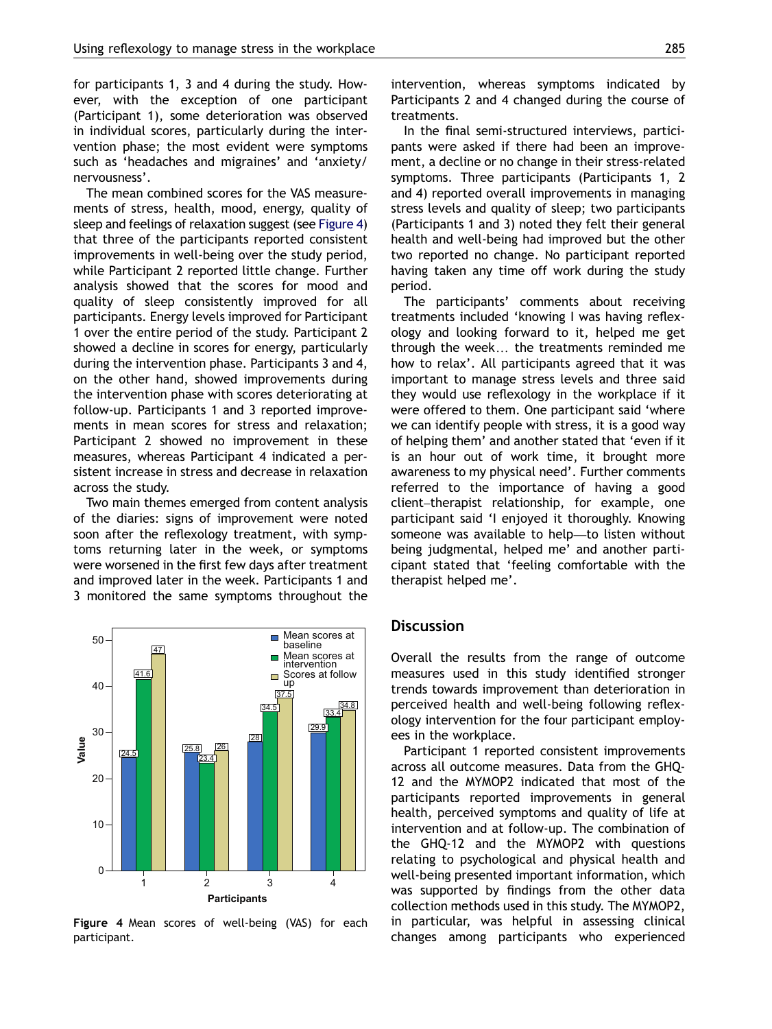for participants 1, 3 and 4 during the study. However, with the exception of one participant (Participant 1), some deterioration was observed in individual scores, particularly during the intervention phase; the most evident were symptoms such as 'headaches and migraines' and 'anxiety/nervousness'.

The mean combined scores for the VAS measurements of stress, health, mood, energy, quality of sleep and feelings of relaxation suggest (see Figure 4) that three of the participants reported consistent improvements in well-being over the study period, while Participant 2 reported little change. Further analysis showed that the scores for mood and quality of sleep consistently improved for all participants. Energy levels improved for Participant 1 over the entire period of the study. Participant 2 showed a decline in scores for energy, particularly during the intervention phase. Participants 3 and 4, on the other hand, showed improvements during the intervention phase with scores deteriorating at follow-up. Participants 1 and 3 reported improvements in mean scores for stress and relaxation; Participant 2 showed no improvement in these measures, whereas Participant 4 indicated a persistent increase in stress and decrease in relaxation across the study.

Two main themes emerged from content analysis of the diaries: signs of improvement were noted soon after the reflexology treatment, with symptoms returning later in the week, or symptoms were worsened in the first few days after treatment and improved later in the week. Participants 1 and 3 monitored the same symptoms throughout the intervention, whereas symptoms indicated by Participants 2 and 4 changed during the course of treatments.

| Participants | Mean scores at baseline | Mean scores at intervention | Scores at follow up |
|---|---|---|---|
| 1 | 24.5 | 41.6 | 47 |
| 2 | 25.8 | 23.4 | 26 |
| 3 | 28 | 34.5 | 37.5 |
| 4 | 29.9 | 33.4 | 34.8 |

**Figure 4** Mean scores of well-being (VAS) for each participant.

In the final semi-structured interviews, participants were asked if there had been an improvement, a decline or no change in their stress-related symptoms. Three participants (Participants 1, 2 and 4) reported overall improvements in managing stress levels and quality of sleep; two participants (Participants 1 and 3) noted they felt their general health and well-being had improved but the other two reported no change. No participant reported having taken any time off work during the study period.

The participants' comments about receiving treatments included 'knowing I was having reflexology and looking forward to it, helped me get through the week… the treatments reminded me how to relax'. All participants agreed that it was important to manage stress levels and three said they would use reflexology in the workplace if it were offered to them. One participant said 'where we can identify people with stress, it is a good way of helping them' and another stated that 'even if it is an hour out of work time, it brought more awareness to my physical need'. Further comments referred to the importance of having a good client–therapist relationship, for example, one participant said 'I enjoyed it thoroughly. Knowing someone was available to help—to listen without being judgmental, helped me' and another participant stated that 'feeling comfortable with the therapist helped me'.

## Discussion

Overall the results from the range of outcome measures used in this study identified stronger trends towards improvement than deterioration in perceived health and well-being following reflexology intervention for the four participant employees in the workplace.

Participant 1 reported consistent improvements across all outcome measures. Data from the GHQ-12 and the MYMOP2 indicated that most of the participants reported improvements in general health, perceived symptoms and quality of life at intervention and at follow-up. The combination of the GHQ-12 and the MYMOP2 with questions relating to psychological and physical health and well-being presented important information, which was supported by findings from the other data collection methods used in this study. The MYMOP2, in particular, was helpful in assessing clinical changes among participants who experienced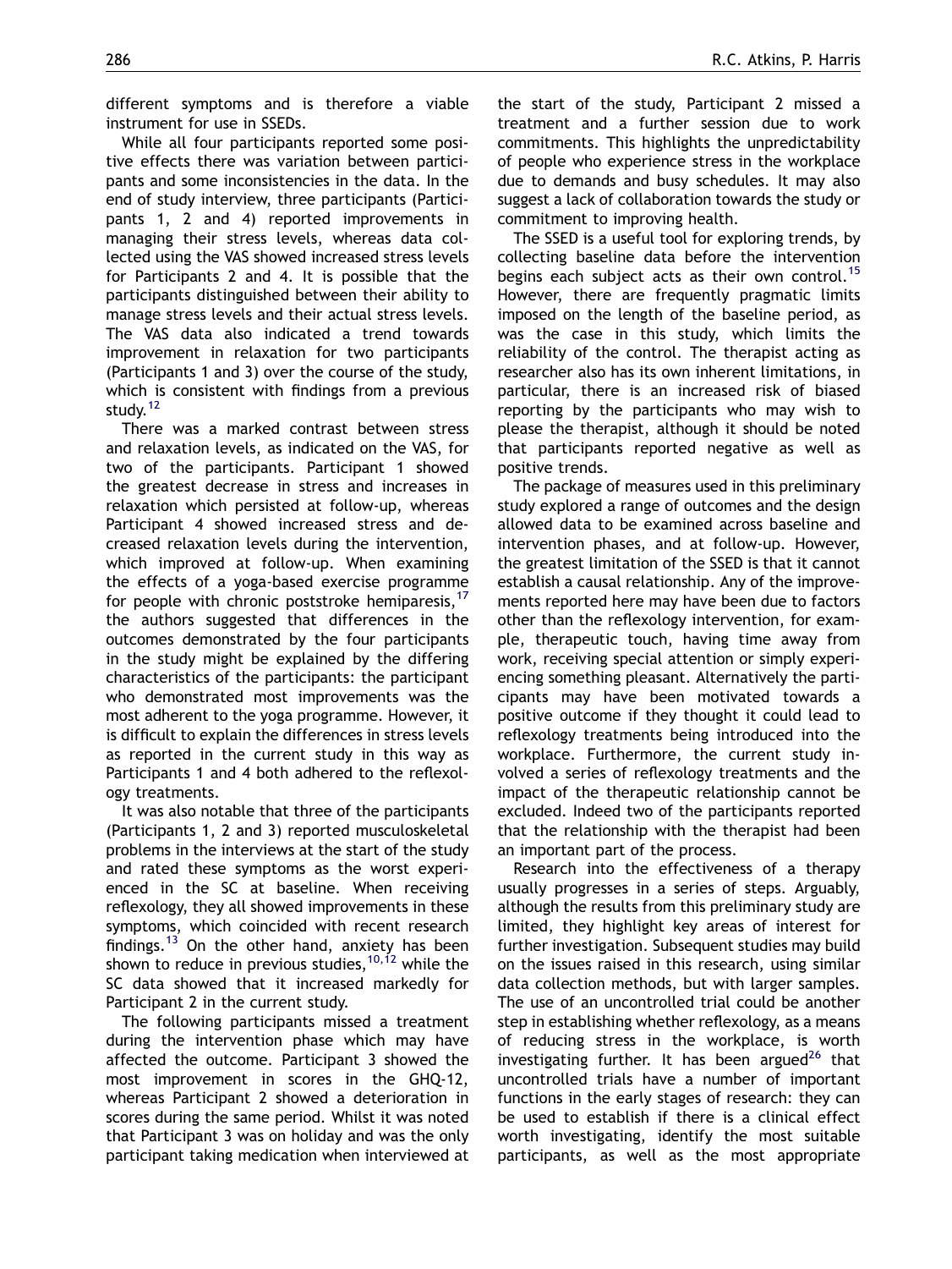different symptoms and is therefore a viable instrument for use in SSEDs.

While all four participants reported some positive effects there was variation between participants and some inconsistencies in the data. In the end of study interview, three participants (Participants 1, 2 and 4) reported improvements in managing their stress levels, whereas data collected using the VAS showed increased stress levels for Participants 2 and 4. It is possible that the participants distinguished between their ability to manage stress levels and their actual stress levels. The VAS data also indicated a trend towards improvement in relaxation for two participants (Participants 1 and 3) over the course of the study, which is consistent with findings from a previous study.[12]

There was a marked contrast between stress and relaxation levels, as indicated on the VAS, for two of the participants. Participant 1 showed the greatest decrease in stress and increases in relaxation which persisted at follow-up, whereas Participant 4 showed increased stress and decreased relaxation levels during the intervention, which improved at follow-up. When examining the effects of a yoga-based exercise programme for people with chronic poststroke hemiparesis,[17] the authors suggested that differences in the outcomes demonstrated by the four participants in the study might be explained by the differing characteristics of the participants: the participant who demonstrated most improvements was the most adherent to the yoga programme. However, it is difficult to explain the differences in stress levels as reported in the current study in this way as Participants 1 and 4 both adhered to the reflexology treatments.

It was also notable that three of the participants (Participants 1, 2 and 3) reported musculoskeletal problems in the interviews at the start of the study and rated these symptoms as the worst experienced in the SC at baseline. When receiving reflexology, they all showed improvements in these symptoms, which coincided with recent research findings.[13] On the other hand, anxiety has been shown to reduce in previous studies,[10,12] while the SC data showed that it increased markedly for Participant 2 in the current study.

The following participants missed a treatment during the intervention phase which may have affected the outcome. Participant 3 showed the most improvement in scores in the GHQ-12, whereas Participant 2 showed a deterioration in scores during the same period. Whilst it was noted that Participant 3 was on holiday and was the only participant taking medication when interviewed at the start of the study, Participant 2 missed a treatment and a further session due to work commitments. This highlights the unpredictability of people who experience stress in the workplace due to demands and busy schedules. It may also suggest a lack of collaboration towards the study or commitment to improving health.

The SSED is a useful tool for exploring trends, by collecting baseline data before the intervention begins each subject acts as their own control.[15] However, there are frequently pragmatic limits imposed on the length of the baseline period, as was the case in this study, which limits the reliability of the control. The therapist acting as researcher also has its own inherent limitations, in particular, there is an increased risk of biased reporting by the participants who may wish to please the therapist, although it should be noted that participants reported negative as well as positive trends.

The package of measures used in this preliminary study explored a range of outcomes and the design allowed data to be examined across baseline and intervention phases, and at follow-up. However, the greatest limitation of the SSED is that it cannot establish a causal relationship. Any of the improvements reported here may have been due to factors other than the reflexology intervention, for example, therapeutic touch, having time away from work, receiving special attention or simply experiencing something pleasant. Alternatively the participants may have been motivated towards a positive outcome if they thought it could lead to reflexology treatments being introduced into the workplace. Furthermore, the current study involved a series of reflexology treatments and the impact of the therapeutic relationship cannot be excluded. Indeed two of the participants reported that the relationship with the therapist had been an important part of the process.

Research into the effectiveness of a therapy usually progresses in a series of steps. Arguably, although the results from this preliminary study are limited, they highlight key areas of interest for further investigation. Subsequent studies may build on the issues raised in this research, using similar data collection methods, but with larger samples. The use of an uncontrolled trial could be another step in establishing whether reflexology, as a means of reducing stress in the workplace, is worth investigating further. It has been argued[26] that uncontrolled trials have a number of important functions in the early stages of research: they can be used to establish if there is a clinical effect worth investigating, identify the most suitable participants, as well as the most appropriate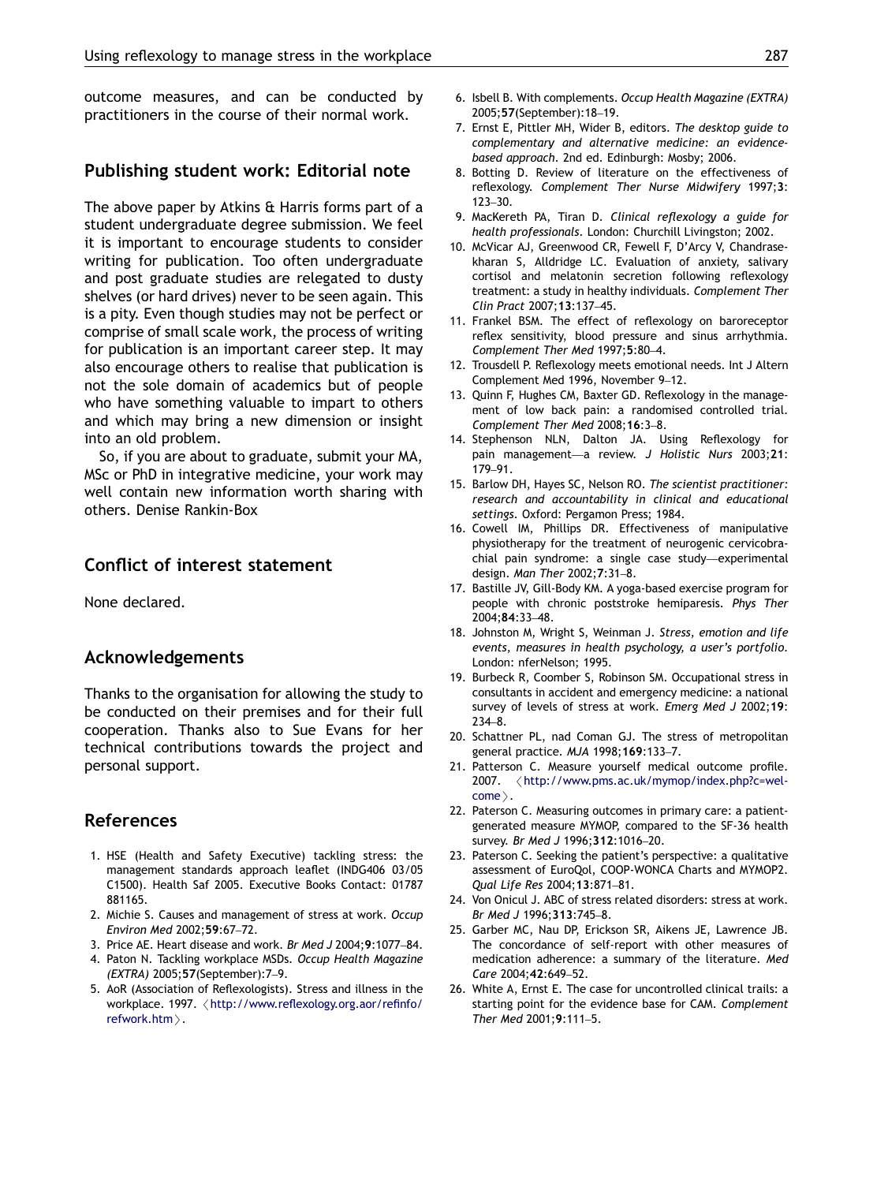outcome measures, and can be conducted by practitioners in the course of their normal work.

## Publishing student work: Editorial note

The above paper by Atkins & Harris forms part of a student undergraduate degree submission. We feel it is important to encourage students to consider writing for publication. Too often undergraduate and post graduate studies are relegated to dusty shelves (or hard drives) never to be seen again. This is a pity. Even though studies may not be perfect or comprise of small scale work, the process of writing for publication is an important career step. It may also encourage others to realise that publication is not the sole domain of academics but of people who have something valuable to impart to others and which may bring a new dimension or insight into an old problem.

So, if you are about to graduate, submit your MA, MSc or PhD in integrative medicine, your work may well contain new information worth sharing with others. Denise Rankin-Box

## Conflict of interest statement

None declared.

## Acknowledgements

Thanks to the organisation for allowing the study to be conducted on their premises and for their full cooperation. Thanks also to Sue Evans for her technical contributions towards the project and personal support.

## References

1. HSE (Health and Safety Executive) tackling stress: the management standards approach leaflet (INDG406 03/05 C1500). Health Saf 2005. Executive Books Contact: 01787 881165.
2. Michie S. Causes and management of stress at work. *Occup Environ Med* 2002;**59**:67–72.
3. Price AE. Heart disease and work. *Br Med J* 2004;**9**:1077–84.
4. Paton N. Tackling workplace MSDs. *Occup Health Magazine (EXTRA)* 2005;**57**(September):7–9.
5. AoR (Association of Reflexologists). Stress and illness in the workplace. 1997. 〈http://www.reflexology.org.aor/refinfo/refwork.htm〉.
6. Isbell B. With complements. *Occup Health Magazine (EXTRA)* 2005;**57**(September):18–19.
7. Ernst E, Pittler MH, Wider B, editors. *The desktop guide to complementary and alternative medicine: an evidence-based approach*. 2nd ed. Edinburgh: Mosby; 2006.
8. Botting D. Review of literature on the effectiveness of reflexology. *Complement Ther Nurse Midwifery* 1997;**3**:123–30.
9. MacKereth PA, Tiran D. *Clinical reflexology a guide for health professionals*. London: Churchill Livingston; 2002.
10. McVicar AJ, Greenwood CR, Fewell F, D'Arcy V, Chandrasekharan S, Alldridge LC. Evaluation of anxiety, salivary cortisol and melatonin secretion following reflexology treatment: a study in healthy individuals. *Complement Ther Clin Pract* 2007;**13**:137–45.
11. Frankel BSM. The effect of reflexology on baroreceptor reflex sensitivity, blood pressure and sinus arrhythmia. *Complement Ther Med* 1997;**5**:80–4.
12. Trousdell P. Reflexology meets emotional needs. Int J Altern Complement Med 1996, November 9–12.
13. Quinn F, Hughes CM, Baxter GD. Reflexology in the management of low back pain: a randomised controlled trial. *Complement Ther Med* 2008;**16**:3–8.
14. Stephenson NLN, Dalton JA. Using Reflexology for pain management—a review. *J Holistic Nurs* 2003;**21**:179–91.
15. Barlow DH, Hayes SC, Nelson RO. *The scientist practitioner: research and accountability in clinical and educational settings*. Oxford: Pergamon Press; 1984.
16. Cowell IM, Phillips DR. Effectiveness of manipulative physiotherapy for the treatment of neurogenic cervicobrachial pain syndrome: a single case study—experimental design. *Man Ther* 2002;**7**:31–8.
17. Bastille JV, Gill-Body KM. A yoga-based exercise program for people with chronic poststroke hemiparesis. *Phys Ther* 2004;**84**:33–48.
18. Johnston M, Wright S, Weinman J. *Stress, emotion and life events, measures in health psychology, a user's portfolio*. London: nferNelson; 1995.
19. Burbeck R, Coomber S, Robinson SM. Occupational stress in consultants in accident and emergency medicine: a national survey of levels of stress at work. *Emerg Med J* 2002;**19**:234–8.
20. Schattner PL, nad Coman GJ. The stress of metropolitan general practice. *MJA* 1998;**169**:133–7.
21. Patterson C. Measure yourself medical outcome profile. 2007. 〈http://www.pms.ac.uk/mymop/index.php?c=welcome〉.
22. Paterson C. Measuring outcomes in primary care: a patient-generated measure MYMOP, compared to the SF-36 health survey. *Br Med J* 1996;**312**:1016–20.
23. Paterson C. Seeking the patient's perspective: a qualitative assessment of EuroQol, COOP-WONCA Charts and MYMOP2. *Qual Life Res* 2004;**13**:871–81.
24. Von Onicul J. ABC of stress related disorders: stress at work. *Br Med J* 1996;**313**:745–8.
25. Garber MC, Nau DP, Erickson SR, Aikens JE, Lawrence JB. The concordance of self-report with other measures of medication adherence: a summary of the literature. *Med Care* 2004;**42**:649–52.
26. White A, Ernst E. The case for uncontrolled clinical trails: a starting point for the evidence base for CAM. *Complement Ther Med* 2001;**9**:111–5.